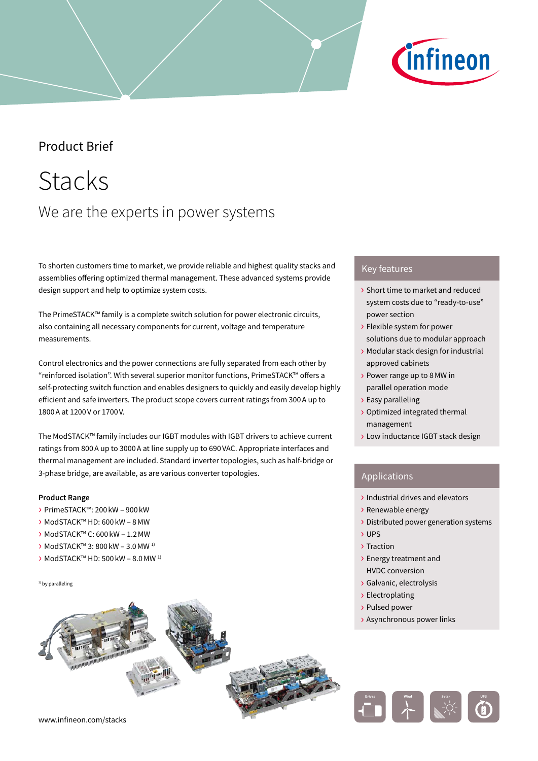Product Brief

# Stacks

## We are the experts in power systems

To shorten customers time to market, we provide reliable and highest quality stacks and assemblies offering optimized thermal management. These advanced systems provide design support and help to optimize system costs.

The PrimeSTACK™ family is a complete switch solution for power electronic circuits, also containing all necessary components for current, voltage and temperature measurements.

Control electronics and the power connections are fully separated from each other by "reinforced isolation". With several superior monitor functions, PrimeSTACK™ offers a self-protecting switch function and enables designers to quickly and easily develop highly efficient and safe inverters. The product scope covers current ratings from 300 A up to 1800 A at 1200 V or 1700 V.

The ModSTACK™ family includes our IGBT modules with IGBT drivers to achieve current ratings from 800 A up to 3000 A at line supply up to 690 VAC. Appropriate interfaces and thermal management are included. Standard inverter topologies, such as half-bridge or 3-phase bridge, are available, as are various converter topologies.

**Product Range**

- PrimeSTACK™: 200 kW – 900 kW
- ModSTACK™ HD: 600 kW – 8 MW
- ModSTACK™ C: 600 kW – 1.2 MW
- ModSTACK™ 3: 800 kW – 3.0 MW [1)]
- ModSTACK™ HD: 500 kW – 8.0 MW [1)]

[1)] by paralleling

### Key features

- Short time to market and reduced system costs due to "ready-to-use" power section
- Flexible system for power solutions due to modular approach
- Modular stack design for industrial approved cabinets
- Power range up to 8 MW in parallel operation mode
- Easy paralleling
- Optimized integrated thermal management
- Low inductance IGBT stack design

### Applications

- Industrial drives and elevators
- Renewable energy
- Distributed power generation systems
- UPS
- Traction
- Energy treatment and HVDC conversion
- Galvanic, electrolysis
- Electroplating
- Pulsed power
- Asynchronous power links

www.infineon.com/stacks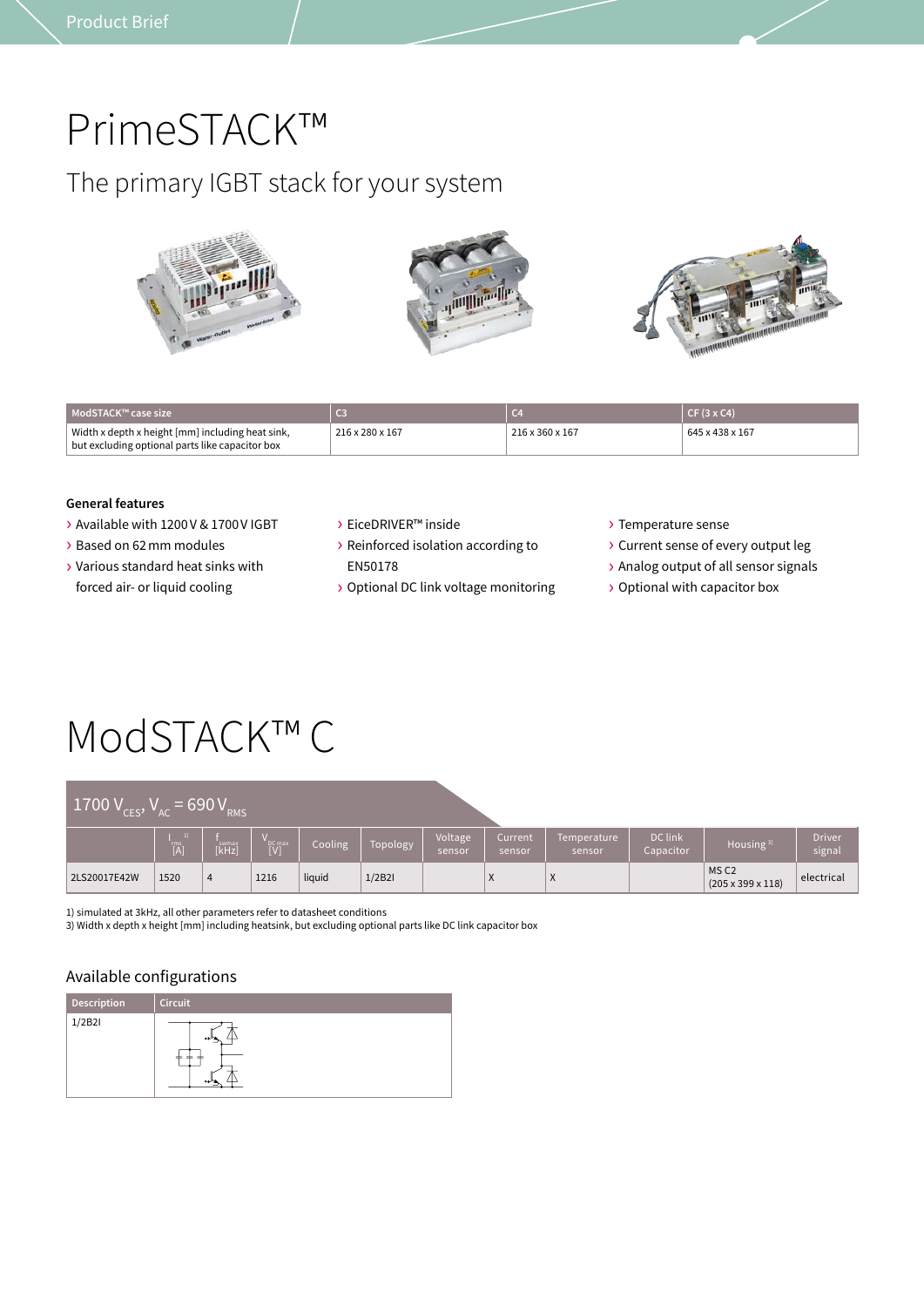# PrimeSTACK™

## The primary IGBT stack for your system

| ModSTACK™ case size | C3 | C4 | CF (3 x C4) |
|---|---|---|---|
| Width x depth x height [mm] including heat sink, but excluding optional parts like capacitor box | 216 x 280 x 167 | 216 x 360 x 167 | 645 x 438 x 167 |

### General features

- › Available with 1200 V & 1700 V IGBT
- › Based on 62 mm modules
- › Various standard heat sinks with forced air- or liquid cooling
- › EiceDRIVER™ inside
- › Reinforced isolation according to EN50178
- › Optional DC link voltage monitoring
- › Temperature sense
- › Current sense of every output leg
- › Analog output of all sensor signals
- › Optional with capacitor box

# ModSTACK™ C

**1700 $V_{CES}$, $V_{AC}$ = 690 $V_{RMS}$**

| | $I_{rms}$ [1] [A] | $f_{swmax}$ [kHz] | $V_{DC\,max}$ [V] | Cooling | Topology | Voltage sensor | Current sensor | Temperature sensor | DC link Capacitor | Housing [3] | Driver signal |
|---|---|---|---|---|---|---|---|---|---|---|---|
| 2LS20017E42W | 1520 | 4 | 1216 | liquid | 1/2B2I | | X | X | | MS C2 (205 x 399 x 118) | electrical |

1) simulated at 3kHz, all other parameters refer to datasheet conditions
3) Width x depth x height [mm] including heatsink, but excluding optional parts like DC link capacitor box

### Available configurations

| Description | Circuit |
|---|---|
| 1/2B2I | |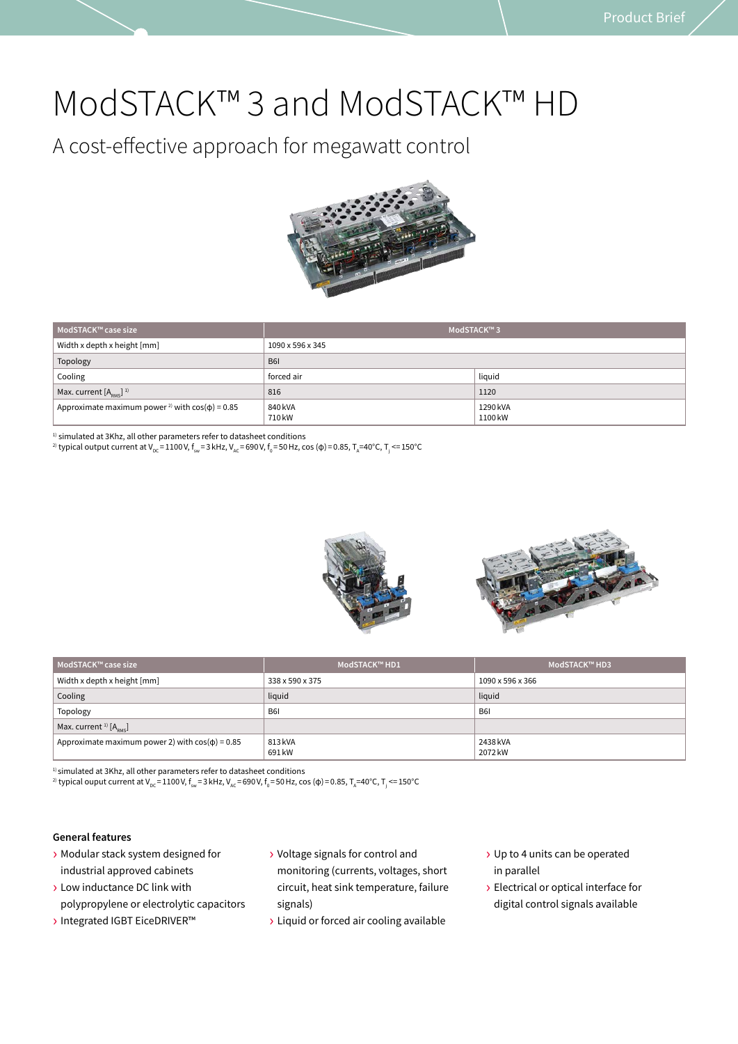# ModSTACK™ 3 and ModSTACK™ HD

## A cost-effective approach for megawatt control

| ModSTACK™ case size | ModSTACK™ 3 | |
|---|---|---|
| Width x depth x height [mm] | 1090 x 596 x 345 | |
| Topology | B6I | |
| Cooling | forced air | liquid |
| Max. current [$A_{RMS}$] [1)] | 816 | 1120 |
| Approximate maximum power [2)] with cos(ϕ) = 0.85 | 840 kVA<br>710 kW | 1290 kVA<br>1100 kW |

[1)] simulated at 3Khz, all other parameters refer to datasheet conditions
[2)] typical output current at $V_{DC}$ = 1100 V, $f_{sw}$ = 3 kHz, $V_{AC}$ = 690 V, $f_0$ = 50 Hz, cos (ϕ) = 0.85, $T_A$=40°C, $T_j$ <= 150°C

| ModSTACK™ case size | ModSTACK™ HD1 | ModSTACK™ HD3 |
|---|---|---|
| Width x depth x height [mm] | 338 x 590 x 375 | 1090 x 596 x 366 |
| Cooling | liquid | liquid |
| Topology | B6I | B6I |
| Max. current [1)] [$A_{RMS}$] | | |
| Approximate maximum power 2) with cos(ϕ) = 0.85 | 813 kVA<br>691 kW | 2438 kVA<br>2072 kW |

[1)] simulated at 3Khz, all other parameters refer to datasheet conditions
[2)] typical ouput current at $V_{DC}$ = 1100 V, $f_{sw}$ = 3 kHz, $V_{AC}$ = 690 V, $f_0$ = 50 Hz, cos (ϕ) = 0.85, $T_A$=40°C, $T_j$ <= 150°C

**General features**

- Modular stack system designed for industrial approved cabinets
- Low inductance DC link with polypropylene or electrolytic capacitors
- Integrated IGBT EiceDRIVER™
- Voltage signals for control and monitoring (currents, voltages, short circuit, heat sink temperature, failure signals)
- Liquid or forced air cooling available
- Up to 4 units can be operated in parallel
- Electrical or optical interface for digital control signals available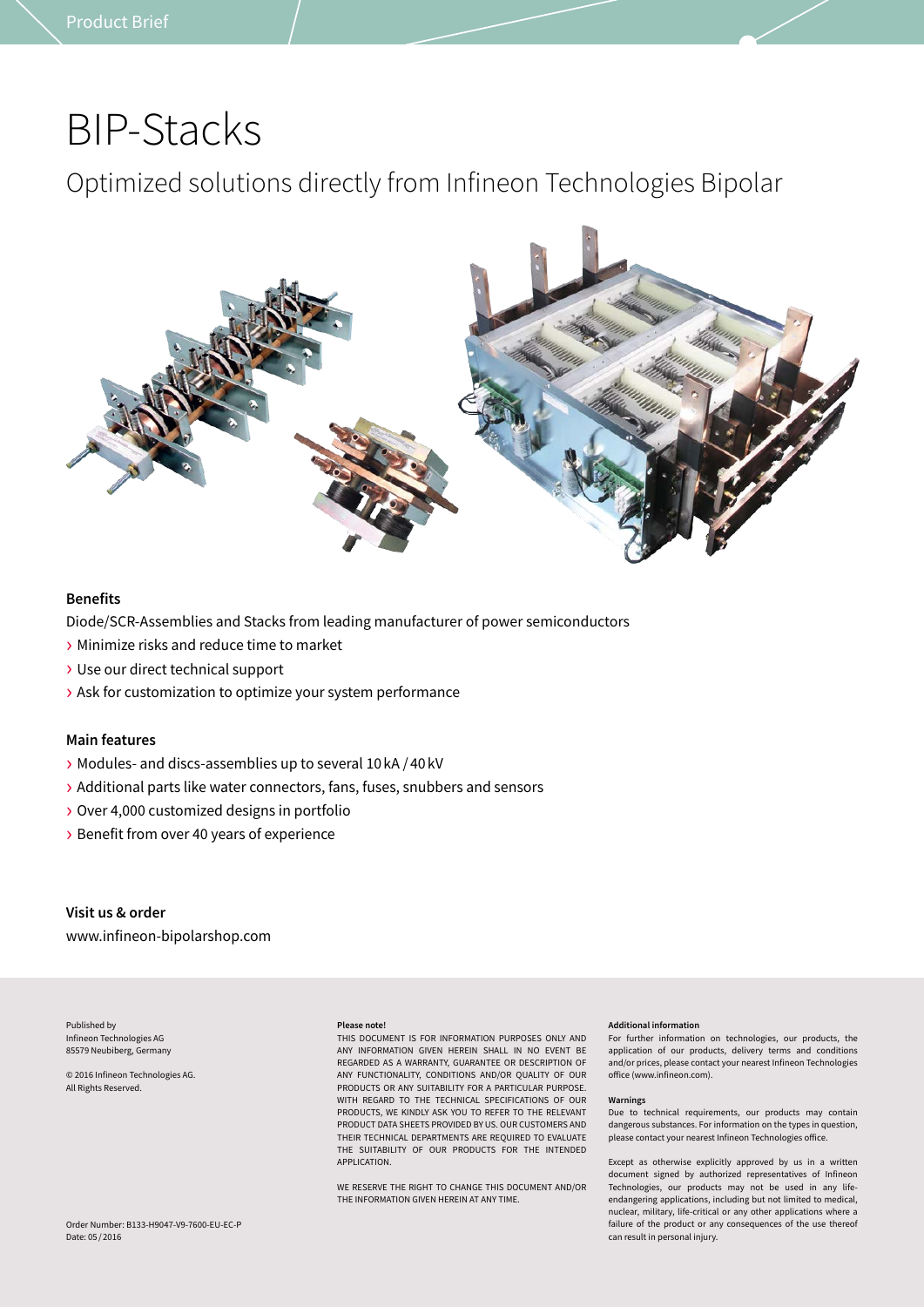Product Brief

# BIP-Stacks

## Optimized solutions directly from Infineon Technologies Bipolar

### Benefits

Diode/SCR-Assemblies and Stacks from leading manufacturer of power semiconductors

- Minimize risks and reduce time to market
- Use our direct technical support
- Ask for customization to optimize your system performance

### Main features

- Modules- and discs-assemblies up to several 10 kA / 40 kV
- Additional parts like water connectors, fans, fuses, snubbers and sensors
- Over 4,000 customized designs in portfolio
- Benefit from over 40 years of experience

### Visit us & order

www.infineon-bipolarshop.com

Published by
Infineon Technologies AG
85579 Neubiberg, Germany

© 2016 Infineon Technologies AG.
All Rights Reserved.

Order Number: B133-H9047-V9-7600-EU-EC-P
Date: 05 / 2016

**Please note!**
THIS DOCUMENT IS FOR INFORMATION PURPOSES ONLY AND ANY INFORMATION GIVEN HEREIN SHALL IN NO EVENT BE REGARDED AS A WARRANTY, GUARANTEE OR DESCRIPTION OF ANY FUNCTIONALITY, CONDITIONS AND/OR QUALITY OF OUR PRODUCTS OR ANY SUITABILITY FOR A PARTICULAR PURPOSE. WITH REGARD TO THE TECHNICAL SPECIFICATIONS OF OUR PRODUCTS, WE KINDLY ASK YOU TO REFER TO THE RELEVANT PRODUCT DATA SHEETS PROVIDED BY US. OUR CUSTOMERS AND THEIR TECHNICAL DEPARTMENTS ARE REQUIRED TO EVALUATE THE SUITABILITY OF OUR PRODUCTS FOR THE INTENDED APPLICATION.

WE RESERVE THE RIGHT TO CHANGE THIS DOCUMENT AND/OR THE INFORMATION GIVEN HEREIN AT ANY TIME.

**Additional information**
For further information on technologies, our products, the application of our products, delivery terms and conditions and/or prices, please contact your nearest Infineon Technologies office (www.infineon.com).

**Warnings**
Due to technical requirements, our products may contain dangerous substances. For information on the types in question, please contact your nearest Infineon Technologies office.

Except as otherwise explicitly approved by us in a written document signed by authorized representatives of Infineon Technologies, our products may not be used in any life-endangering applications, including but not limited to medical, nuclear, military, life-critical or any other applications where a failure of the product or any consequences of the use thereof can result in personal injury.